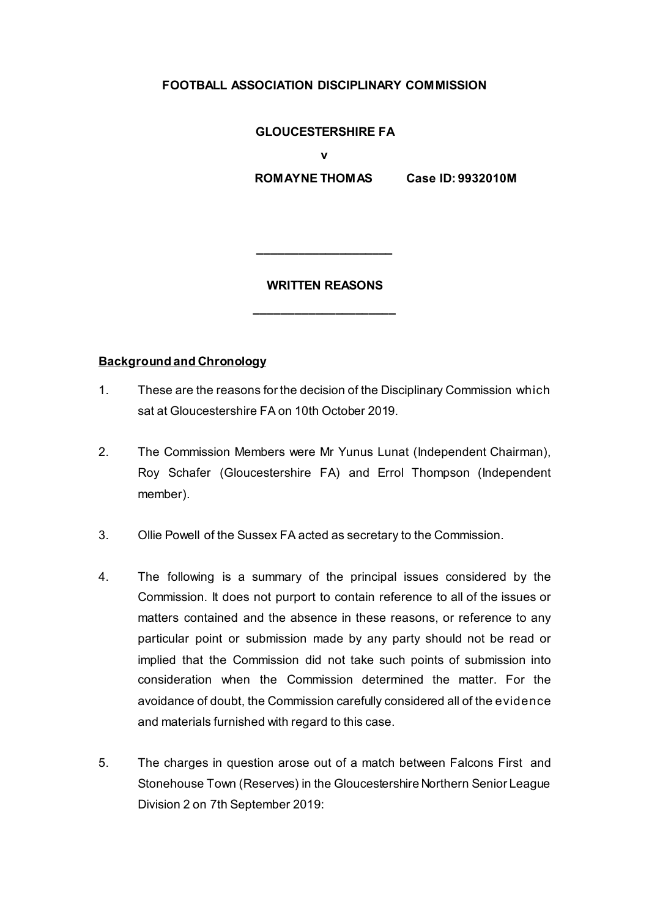**FOOTBALL ASSOCIATION DISCIPLINARY COMMISSION**

**GLOUCESTERSHIRE FA**

**v**

**ROMAYNE THOMAS Case ID: 9932010M**

---

**WRITTEN REASONS**

---

**Background and Chronology**

1. These are the reasons for the decision of the Disciplinary Commission which sat at Gloucestershire FA on 10th October 2019.

2. The Commission Members were Mr Yunus Lunat (Independent Chairman), Roy Schafer (Gloucestershire FA) and Errol Thompson (Independent member).

3. Ollie Powell of the Sussex FA acted as secretary to the Commission.

4. The following is a summary of the principal issues considered by the Commission. It does not purport to contain reference to all of the issues or matters contained and the absence in these reasons, or reference to any particular point or submission made by any party should not be read or implied that the Commission did not take such points of submission into consideration when the Commission determined the matter. For the avoidance of doubt, the Commission carefully considered all of the evidence and materials furnished with regard to this case.

5. The charges in question arose out of a match between Falcons First and Stonehouse Town (Reserves) in the Gloucestershire Northern Senior League Division 2 on 7th September 2019: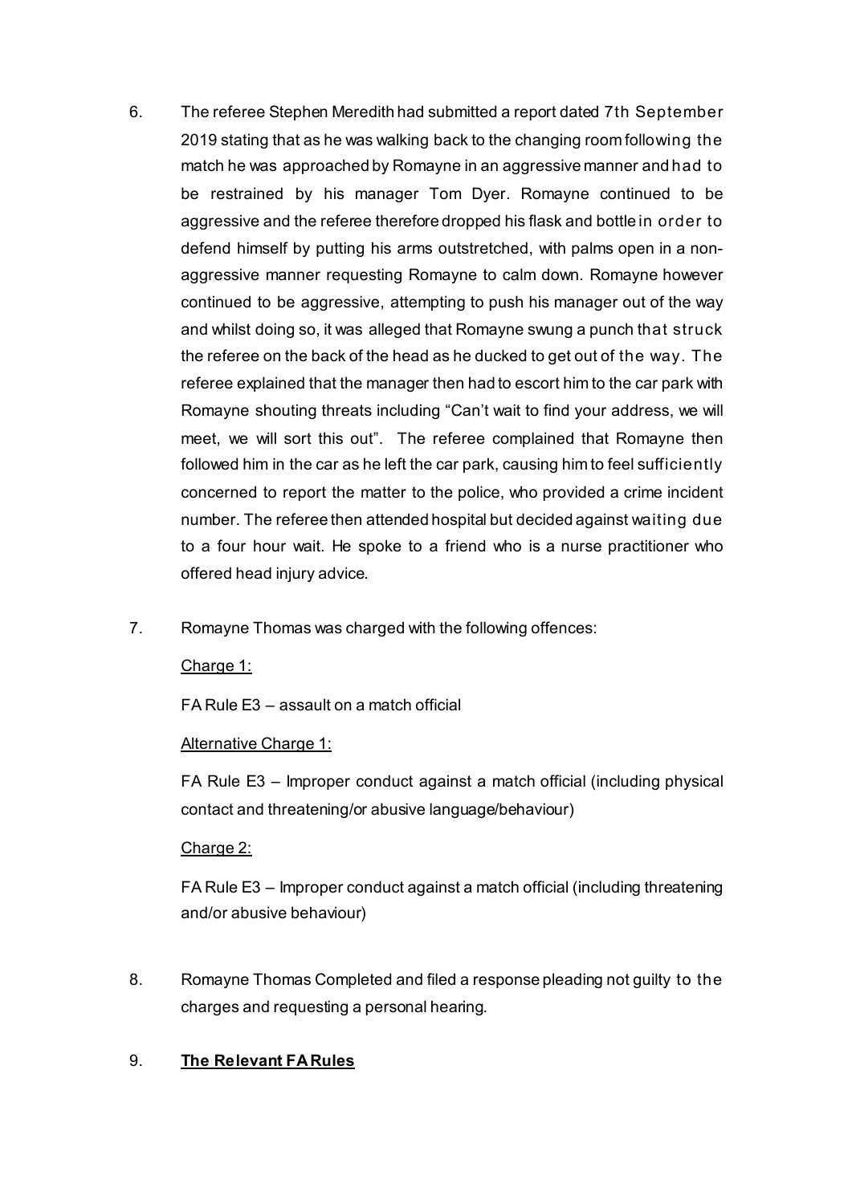6. The referee Stephen Meredith had submitted a report dated 7th September 2019 stating that as he was walking back to the changing room following the match he was approached by Romayne in an aggressive manner and had to be restrained by his manager Tom Dyer. Romayne continued to be aggressive and the referee therefore dropped his flask and bottle in order to defend himself by putting his arms outstretched, with palms open in a non-aggressive manner requesting Romayne to calm down. Romayne however continued to be aggressive, attempting to push his manager out of the way and whilst doing so, it was alleged that Romayne swung a punch that struck the referee on the back of the head as he ducked to get out of the way. The referee explained that the manager then had to escort him to the car park with Romayne shouting threats including "Can't wait to find your address, we will meet, we will sort this out". The referee complained that Romayne then followed him in the car as he left the car park, causing him to feel sufficiently concerned to report the matter to the police, who provided a crime incident number. The referee then attended hospital but decided against waiting due to a four hour wait. He spoke to a friend who is a nurse practitioner who offered head injury advice.

7. Romayne Thomas was charged with the following offences:

   <u>Charge 1:</u>

   FA Rule E3 – assault on a match official

   <u>Alternative Charge 1:</u>

   FA Rule E3 – Improper conduct against a match official (including physical contact and threatening/or abusive language/behaviour)

   <u>Charge 2:</u>

   FA Rule E3 – Improper conduct against a match official (including threatening and/or abusive behaviour)

8. Romayne Thomas Completed and filed a response pleading not guilty to the charges and requesting a personal hearing.

9. **<u>The Relevant FA Rules</u>**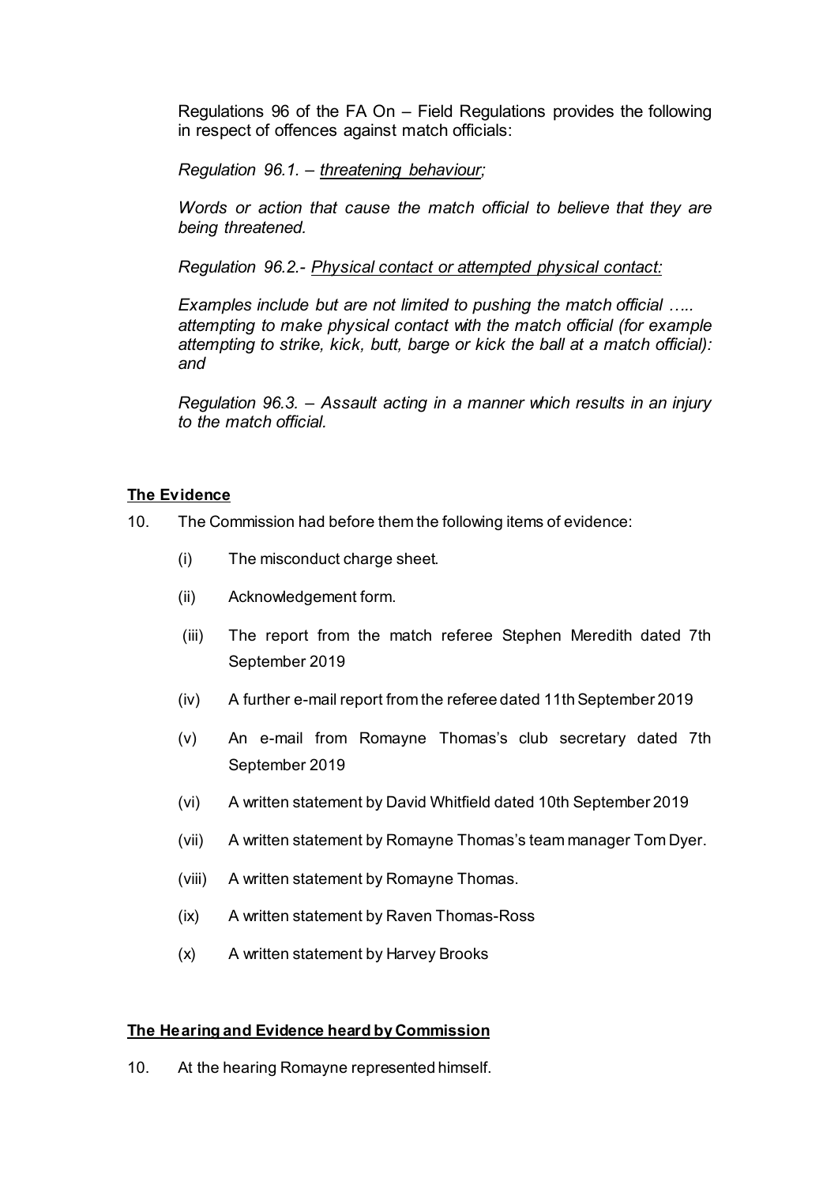Regulations 96 of the FA On – Field Regulations provides the following in respect of offences against match officials:

*Regulation 96.1. – <u>threatening behaviour</u>;*

*Words or action that cause the match official to believe that they are being threatened.*

*Regulation 96.2.- <u>Physical contact or attempted physical contact:</u>*

*Examples include but are not limited to pushing the match official ….. attempting to make physical contact with the match official (for example attempting to strike, kick, butt, barge or kick the ball at a match official): and*

*Regulation 96.3. – Assault acting in a manner which results in an injury to the match official.*

## **The Evidence**

10. The Commission had before them the following items of evidence:

    (i) The misconduct charge sheet.

    (ii) Acknowledgement form.

    (iii) The report from the match referee Stephen Meredith dated 7th September 2019

    (iv) A further e-mail report from the referee dated 11th September 2019

    (v) An e-mail from Romayne Thomas's club secretary dated 7th September 2019

    (vi) A written statement by David Whitfield dated 10th September 2019

    (vii) A written statement by Romayne Thomas's team manager Tom Dyer.

    (viii) A written statement by Romayne Thomas.

    (ix) A written statement by Raven Thomas-Ross

    (x) A written statement by Harvey Brooks

## **The Hearing and Evidence heard by Commission**

10. At the hearing Romayne represented himself.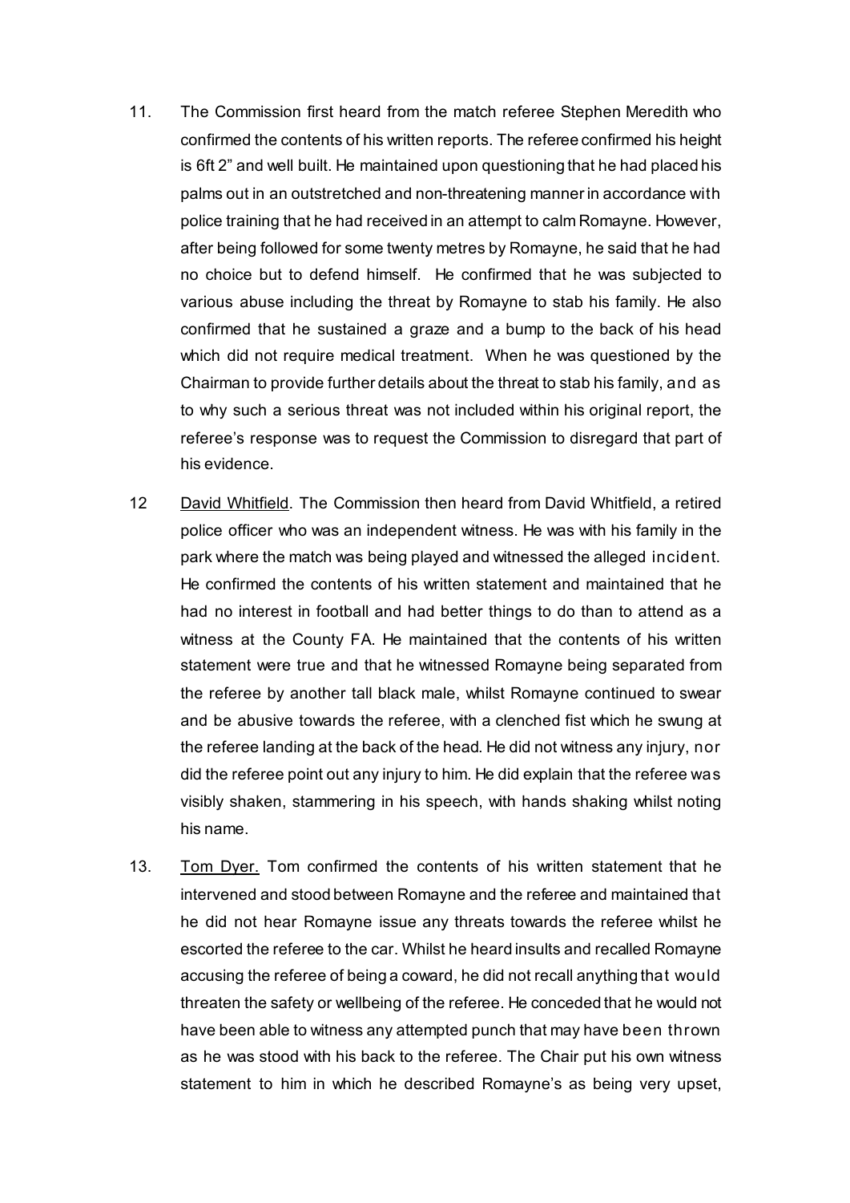11. The Commission first heard from the match referee Stephen Meredith who confirmed the contents of his written reports. The referee confirmed his height is 6ft 2" and well built. He maintained upon questioning that he had placed his palms out in an outstretched and non-threatening manner in accordance with police training that he had received in an attempt to calm Romayne. However, after being followed for some twenty metres by Romayne, he said that he had no choice but to defend himself. He confirmed that he was subjected to various abuse including the threat by Romayne to stab his family. He also confirmed that he sustained a graze and a bump to the back of his head which did not require medical treatment. When he was questioned by the Chairman to provide further details about the threat to stab his family, and as to why such a serious threat was not included within his original report, the referee's response was to request the Commission to disregard that part of his evidence.

12 <u>David Whitfield</u>. The Commission then heard from David Whitfield, a retired police officer who was an independent witness. He was with his family in the park where the match was being played and witnessed the alleged incident. He confirmed the contents of his written statement and maintained that he had no interest in football and had better things to do than to attend as a witness at the County FA. He maintained that the contents of his written statement were true and that he witnessed Romayne being separated from the referee by another tall black male, whilst Romayne continued to swear and be abusive towards the referee, with a clenched fist which he swung at the referee landing at the back of the head. He did not witness any injury, nor did the referee point out any injury to him. He did explain that the referee was visibly shaken, stammering in his speech, with hands shaking whilst noting his name.

13. <u>Tom Dyer.</u> Tom confirmed the contents of his written statement that he intervened and stood between Romayne and the referee and maintained that he did not hear Romayne issue any threats towards the referee whilst he escorted the referee to the car. Whilst he heard insults and recalled Romayne accusing the referee of being a coward, he did not recall anything that would threaten the safety or wellbeing of the referee. He conceded that he would not have been able to witness any attempted punch that may have been thrown as he was stood with his back to the referee. The Chair put his own witness statement to him in which he described Romayne's as being very upset,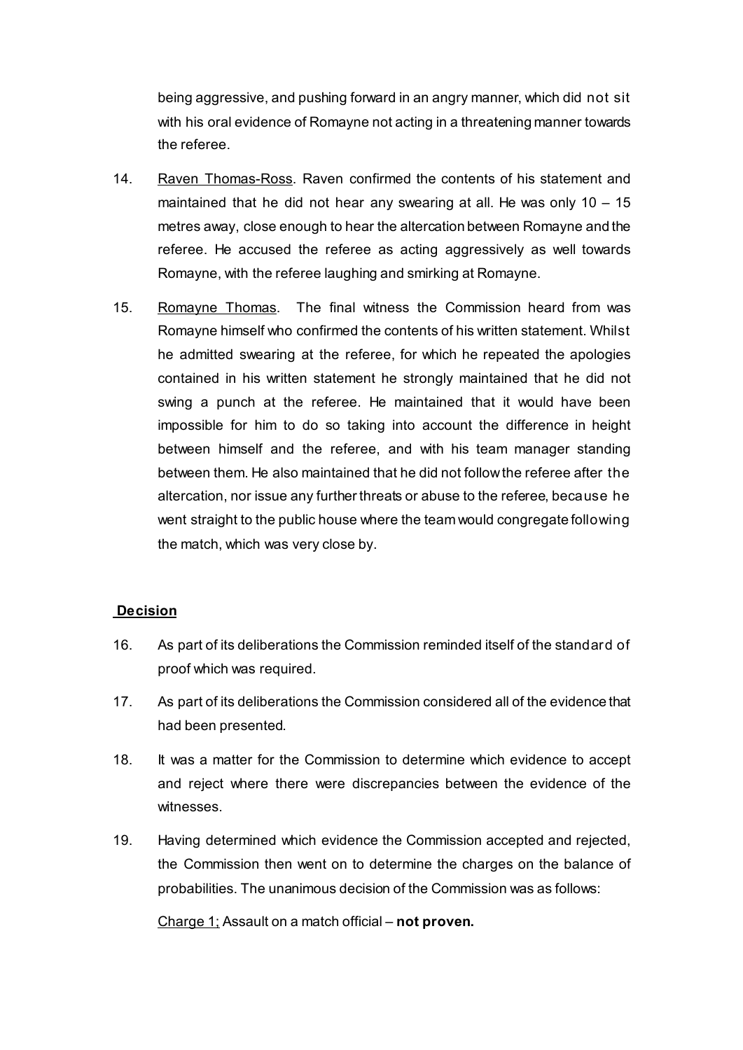being aggressive, and pushing forward in an angry manner, which did not sit with his oral evidence of Romayne not acting in a threatening manner towards the referee.

14. Raven Thomas-Ross. Raven confirmed the contents of his statement and maintained that he did not hear any swearing at all. He was only 10 – 15 metres away, close enough to hear the altercation between Romayne and the referee. He accused the referee as acting aggressively as well towards Romayne, with the referee laughing and smirking at Romayne.

15. Romayne Thomas. The final witness the Commission heard from was Romayne himself who confirmed the contents of his written statement. Whilst he admitted swearing at the referee, for which he repeated the apologies contained in his written statement he strongly maintained that he did not swing a punch at the referee. He maintained that it would have been impossible for him to do so taking into account the difference in height between himself and the referee, and with his team manager standing between them. He also maintained that he did not follow the referee after the altercation, nor issue any further threats or abuse to the referee, because he went straight to the public house where the team would congregate following the match, which was very close by.

## Decision

16. As part of its deliberations the Commission reminded itself of the standard of proof which was required.

17. As part of its deliberations the Commission considered all of the evidence that had been presented.

18. It was a matter for the Commission to determine which evidence to accept and reject where there were discrepancies between the evidence of the witnesses.

19. Having determined which evidence the Commission accepted and rejected, the Commission then went on to determine the charges on the balance of probabilities. The unanimous decision of the Commission was as follows:

Charge 1: Assault on a match official – **not proven.**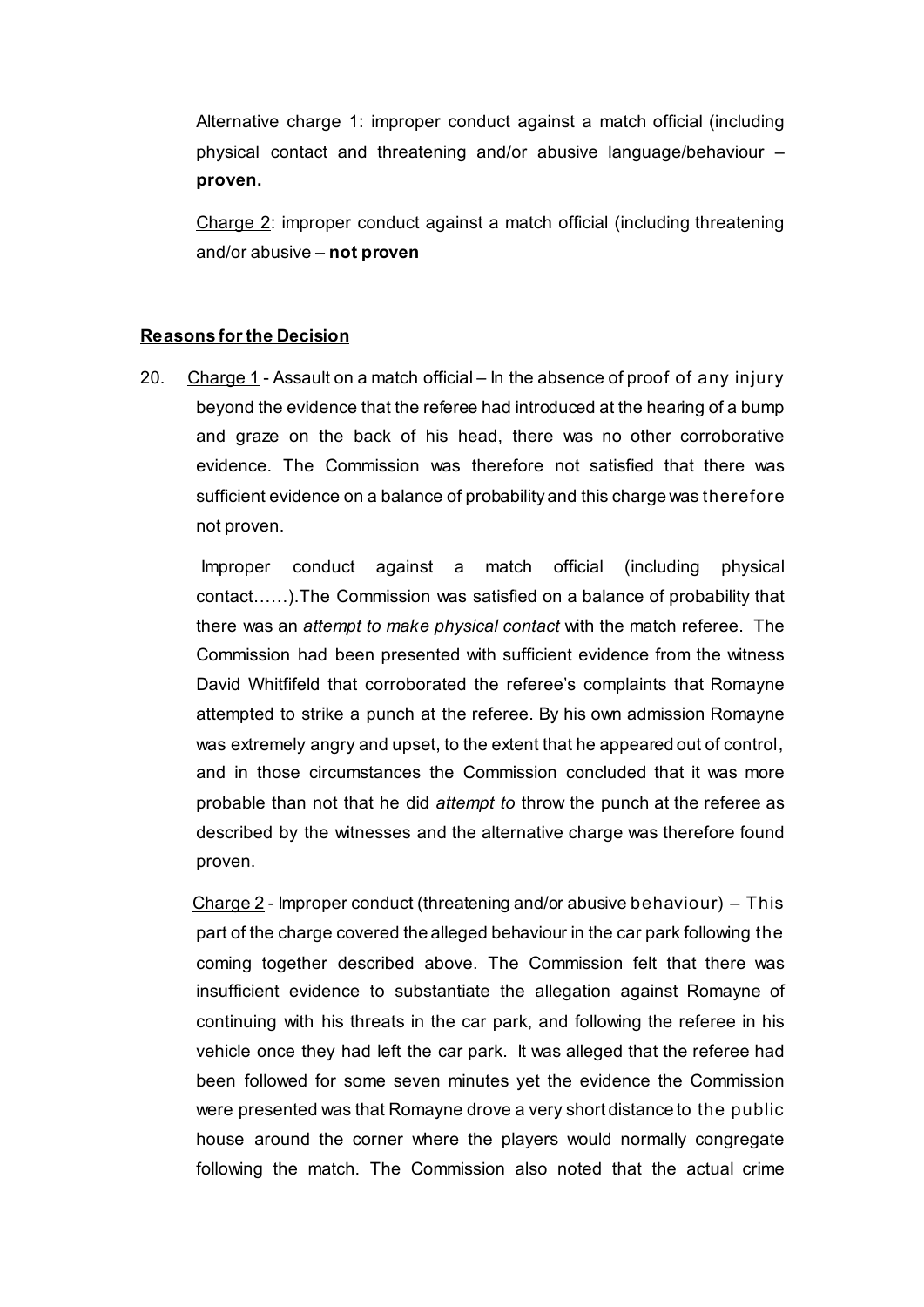Alternative charge 1: improper conduct against a match official (including physical contact and threatening and/or abusive language/behaviour – **proven.**

Charge 2: improper conduct against a match official (including threatening and/or abusive – **not proven**

## Reasons for the Decision

20. Charge 1 - Assault on a match official – In the absence of proof of any injury beyond the evidence that the referee had introduced at the hearing of a bump and graze on the back of his head, there was no other corroborative evidence. The Commission was therefore not satisfied that there was sufficient evidence on a balance of probability and this charge was therefore not proven.

    Improper conduct against a match official (including physical contact……).The Commission was satisfied on a balance of probability that there was an *attempt to make physical contact* with the match referee. The Commission had been presented with sufficient evidence from the witness David Whitfifeld that corroborated the referee's complaints that Romayne attempted to strike a punch at the referee. By his own admission Romayne was extremely angry and upset, to the extent that he appeared out of control, and in those circumstances the Commission concluded that it was more probable than not that he did *attempt to* throw the punch at the referee as described by the witnesses and the alternative charge was therefore found proven.

    Charge 2 - Improper conduct (threatening and/or abusive behaviour) – This part of the charge covered the alleged behaviour in the car park following the coming together described above. The Commission felt that there was insufficient evidence to substantiate the allegation against Romayne of continuing with his threats in the car park, and following the referee in his vehicle once they had left the car park. It was alleged that the referee had been followed for some seven minutes yet the evidence the Commission were presented was that Romayne drove a very short distance to the public house around the corner where the players would normally congregate following the match. The Commission also noted that the actual crime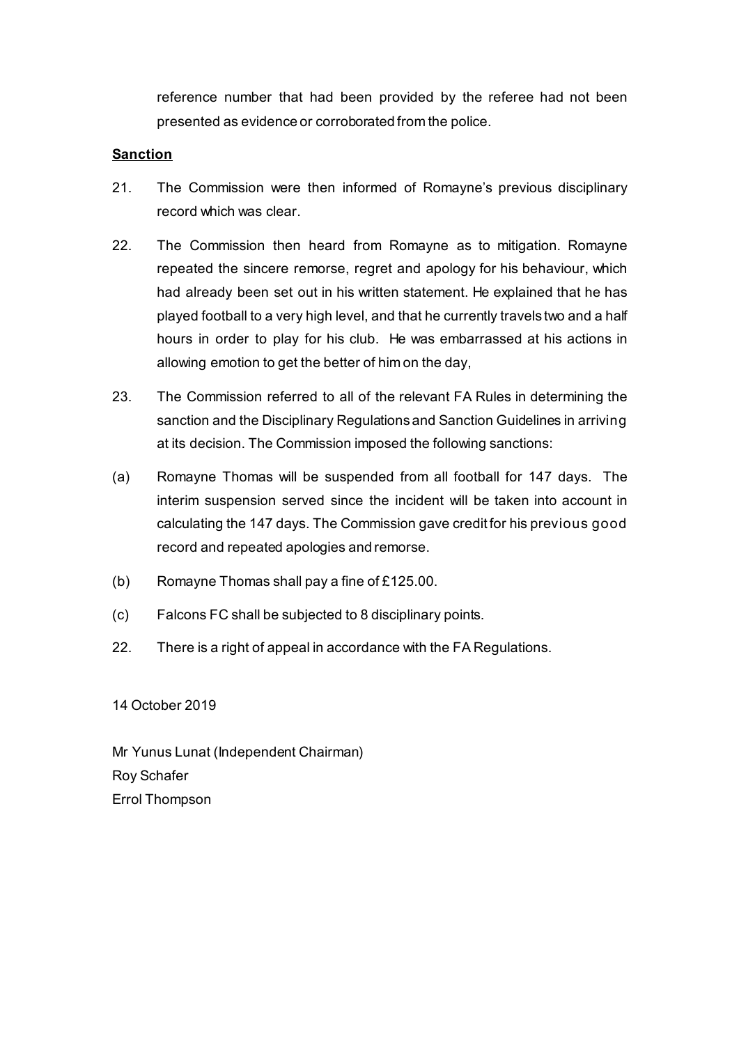reference number that had been provided by the referee had not been presented as evidence or corroborated from the police.

**Sanction**

21. The Commission were then informed of Romayne's previous disciplinary record which was clear.

22. The Commission then heard from Romayne as to mitigation. Romayne repeated the sincere remorse, regret and apology for his behaviour, which had already been set out in his written statement. He explained that he has played football to a very high level, and that he currently travels two and a half hours in order to play for his club. He was embarrassed at his actions in allowing emotion to get the better of him on the day,

23. The Commission referred to all of the relevant FA Rules in determining the sanction and the Disciplinary Regulations and Sanction Guidelines in arriving at its decision. The Commission imposed the following sanctions:

(a) Romayne Thomas will be suspended from all football for 147 days. The interim suspension served since the incident will be taken into account in calculating the 147 days. The Commission gave credit for his previous good record and repeated apologies and remorse.

(b) Romayne Thomas shall pay a fine of £125.00.

(c) Falcons FC shall be subjected to 8 disciplinary points.

22. There is a right of appeal in accordance with the FA Regulations.

14 October 2019

Mr Yunus Lunat (Independent Chairman)
Roy Schafer
Errol Thompson